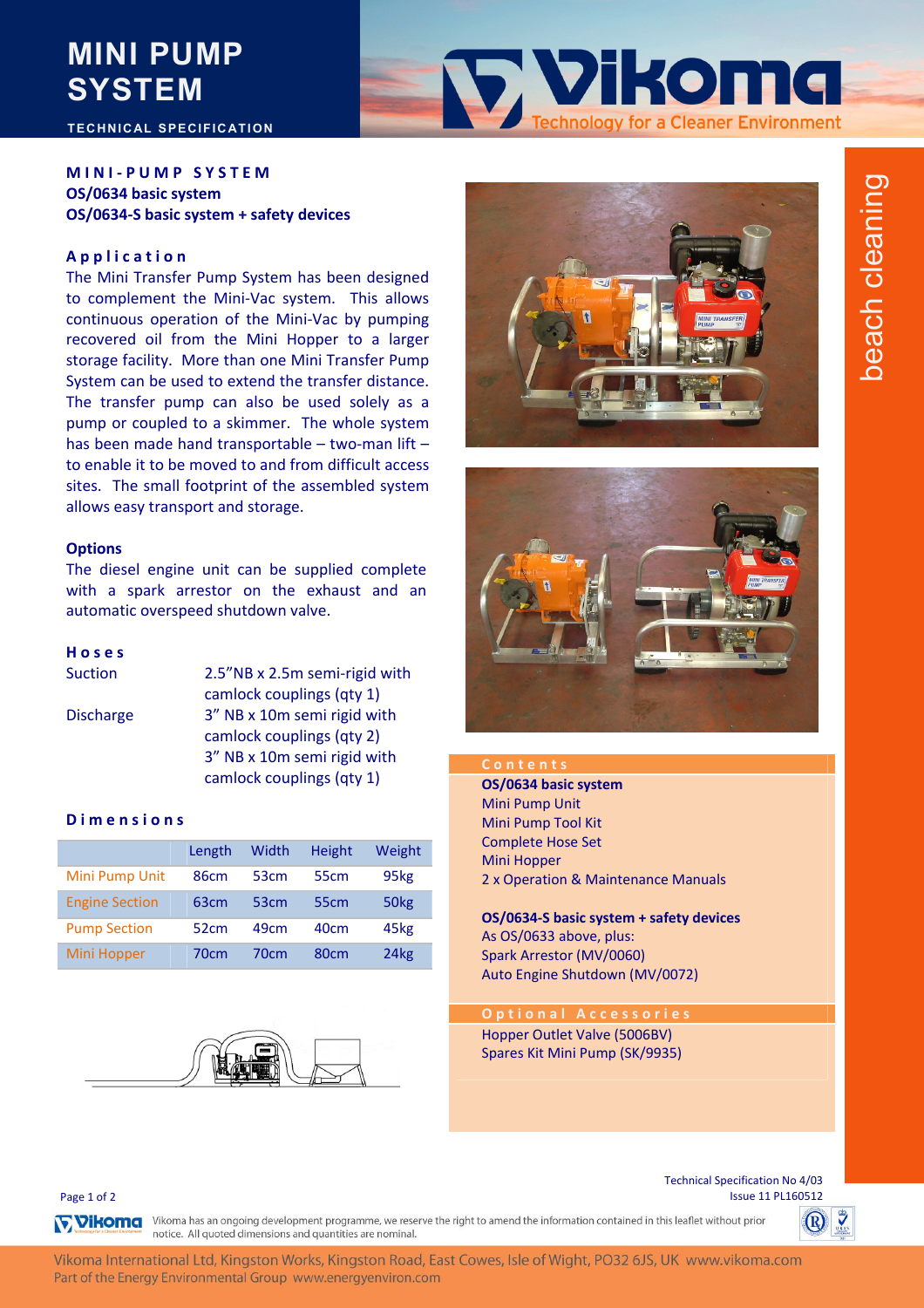# MINI PUMP SYSTEM

TECHNICAL SPECIFICATION

Vikoma — Technology for a Cleaner Environment

beach cleaning

## MINI-PUMP SYSTEM

**OS/0634 basic system**
**OS/0634-S basic system + safety devices**

### Application

The Mini Transfer Pump System has been designed to complement the Mini-Vac system. This allows continuous operation of the Mini-Vac by pumping recovered oil from the Mini Hopper to a larger storage facility. More than one Mini Transfer Pump System can be used to extend the transfer distance. The transfer pump can also be used solely as a pump or coupled to a skimmer. The whole system has been made hand transportable – two-man lift – to enable it to be moved to and from difficult access sites. The small footprint of the assembled system allows easy transport and storage.

### Options

The diesel engine unit can be supplied complete with a spark arrestor on the exhaust and an automatic overspeed shutdown valve.

### Hoses

| | |
|---|---|
| Suction | 2.5"NB x 2.5m semi-rigid with camlock couplings (qty 1) |
| Discharge | 3" NB x 10m semi rigid with camlock couplings (qty 2) |
| | 3" NB x 10m semi rigid with camlock couplings (qty 1) |

### Dimensions

| | Length | Width | Height | Weight |
|---|---|---|---|---|
| Mini Pump Unit | 86cm | 53cm | 55cm | 95kg |
| Engine Section | 63cm | 53cm | 55cm | 50kg |
| Pump Section | 52cm | 49cm | 40cm | 45kg |
| Mini Hopper | 70cm | 70cm | 80cm | 24kg |

### Contents

**OS/0634 basic system**

- Mini Pump Unit
- Mini Pump Tool Kit
- Complete Hose Set
- Mini Hopper
- 2 x Operation & Maintenance Manuals

**OS/0634-S basic system + safety devices**

As OS/0633 above, plus:

- Spark Arrestor (MV/0060)
- Auto Engine Shutdown (MV/0072)

### Optional Accessories

- Hopper Outlet Valve (5006BV)
- Spares Kit Mini Pump (SK/9935)

Technical Specification No 4/03
Issue 11 PL160512

Vikoma has an ongoing development programme, we reserve the right to amend the information contained in this leaflet without prior notice. All quoted dimensions and quantities are nominal.

Vikoma International Ltd, Kingston Works, Kingston Road, East Cowes, Isle of Wight, PO32 6JS, UK www.vikoma.com
Part of the Energy Environmental Group www.energyenviron.com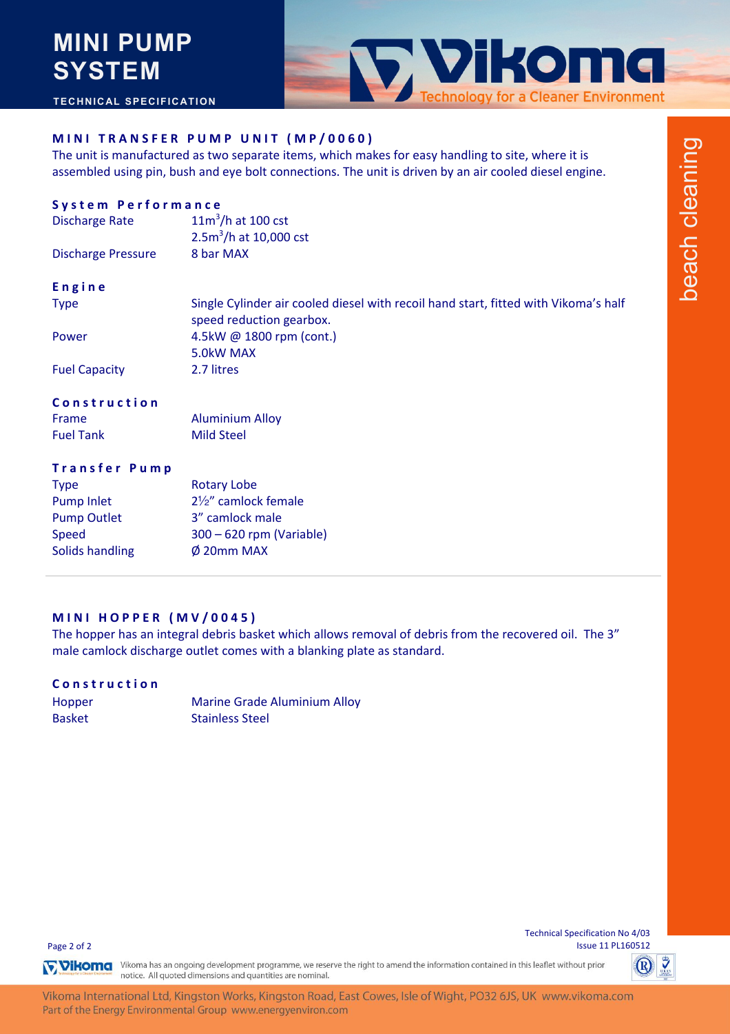# MINI PUMP SYSTEM

TECHNICAL SPECIFICATION

Vikoma — Technology for a Cleaner Environment

beach cleaning

## MINI TRANSFER PUMP UNIT (MP/0060)

The unit is manufactured as two separate items, which makes for easy handling to site, where it is assembled using pin, bush and eye bolt connections. The unit is driven by an air cooled diesel engine.

### System Performance

| | |
|---|---|
| Discharge Rate | $11m^3/h$ at 100 cst<br>$2.5m^3/h$ at 10,000 cst |
| Discharge Pressure | 8 bar MAX |

### Engine

| | |
|---|---|
| Type | Single Cylinder air cooled diesel with recoil hand start, fitted with Vikoma's half speed reduction gearbox. |
| Power | 4.5kW @ 1800 rpm (cont.)<br>5.0kW MAX |
| Fuel Capacity | 2.7 litres |

### Construction

| | |
|---|---|
| Frame | Aluminium Alloy |
| Fuel Tank | Mild Steel |

### Transfer Pump

| | |
|---|---|
| Type | Rotary Lobe |
| Pump Inlet | 2½" camlock female |
| Pump Outlet | 3" camlock male |
| Speed | 300 – 620 rpm (Variable) |
| Solids handling | Ø 20mm MAX |

## MINI HOPPER (MV/0045)

The hopper has an integral debris basket which allows removal of debris from the recovered oil. The 3" male camlock discharge outlet comes with a blanking plate as standard.

### Construction

| | |
|---|---|
| Hopper | Marine Grade Aluminium Alloy |
| Basket | Stainless Steel |

Technical Specification No 4/03
Issue 11 PL160512

Vikoma has an ongoing development programme, we reserve the right to amend the information contained in this leaflet without prior notice. All quoted dimensions and quantities are nominal.

Vikoma International Ltd, Kingston Works, Kingston Road, East Cowes, Isle of Wight, PO32 6JS, UK www.vikoma.com
Part of the Energy Environmental Group www.energyenviron.com